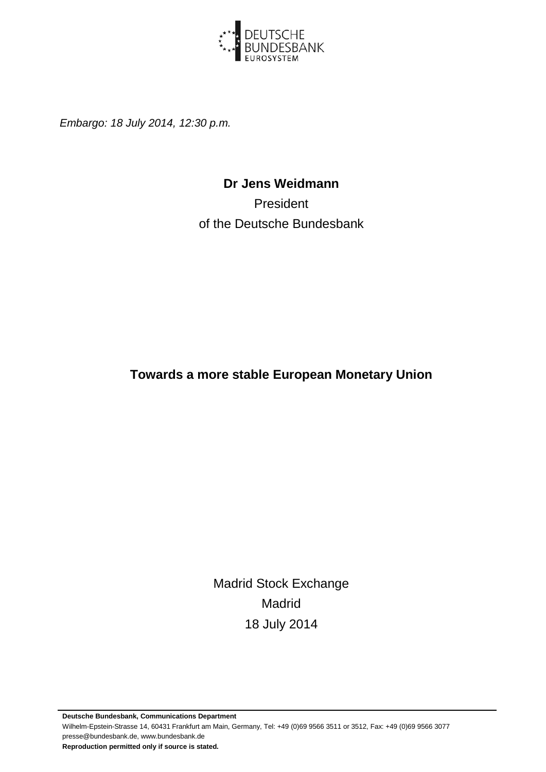DEUTSCHE BUNDESBANK
EUROSYSTEM

*Embargo: 18 July 2014, 12:30 p.m.*

**Dr Jens Weidmann**

President

of the Deutsche Bundesbank

# Towards a more stable European Monetary Union

Madrid Stock Exchange

Madrid

18 July 2014

**Deutsche Bundesbank, Communications Department**

Wilhelm-Epstein-Strasse 14, 60431 Frankfurt am Main, Germany, Tel: +49 (0)69 9566 3511 or 3512, Fax: +49 (0)69 9566 3077

presse@bundesbank.de, www.bundesbank.de

**Reproduction permitted only if source is stated.**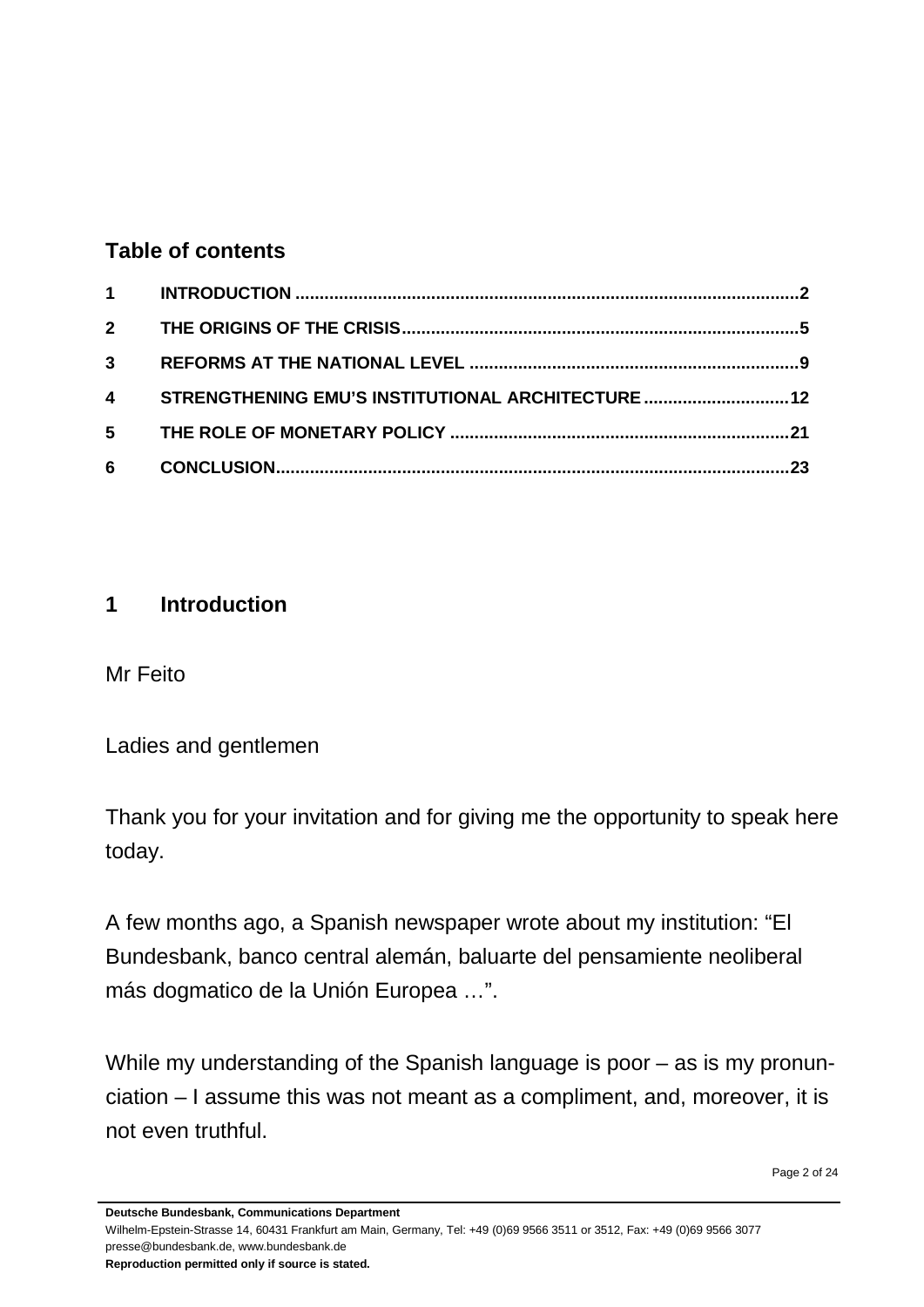## Table of contents

| | | |
|---|---|---|
| 1 | INTRODUCTION | 2 |
| 2 | THE ORIGINS OF THE CRISIS | 5 |
| 3 | REFORMS AT THE NATIONAL LEVEL | 9 |
| 4 | STRENGTHENING EMU'S INSTITUTIONAL ARCHITECTURE | 12 |
| 5 | THE ROLE OF MONETARY POLICY | 21 |
| 6 | CONCLUSION | 23 |

# 1 Introduction

Mr Feito

Ladies and gentlemen

Thank you for your invitation and for giving me the opportunity to speak here today.

A few months ago, a Spanish newspaper wrote about my institution: "El Bundesbank, banco central alemán, baluarte del pensamiente neoliberal más dogmatico de la Unión Europea …".

While my understanding of the Spanish language is poor – as is my pronunciation – I assume this was not meant as a compliment, and, moreover, it is not even truthful.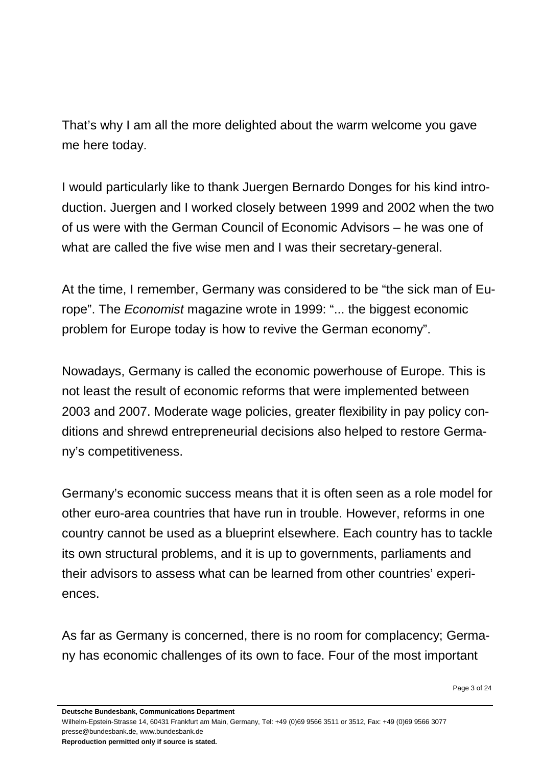That's why I am all the more delighted about the warm welcome you gave me here today.

I would particularly like to thank Juergen Bernardo Donges for his kind introduction. Juergen and I worked closely between 1999 and 2002 when the two of us were with the German Council of Economic Advisors – he was one of what are called the five wise men and I was their secretary-general.

At the time, I remember, Germany was considered to be "the sick man of Europe". The *Economist* magazine wrote in 1999: "... the biggest economic problem for Europe today is how to revive the German economy".

Nowadays, Germany is called the economic powerhouse of Europe. This is not least the result of economic reforms that were implemented between 2003 and 2007. Moderate wage policies, greater flexibility in pay policy conditions and shrewd entrepreneurial decisions also helped to restore Germany's competitiveness.

Germany's economic success means that it is often seen as a role model for other euro-area countries that have run in trouble. However, reforms in one country cannot be used as a blueprint elsewhere. Each country has to tackle its own structural problems, and it is up to governments, parliaments and their advisors to assess what can be learned from other countries' experiences.

As far as Germany is concerned, there is no room for complacency; Germany has economic challenges of its own to face. Four of the most important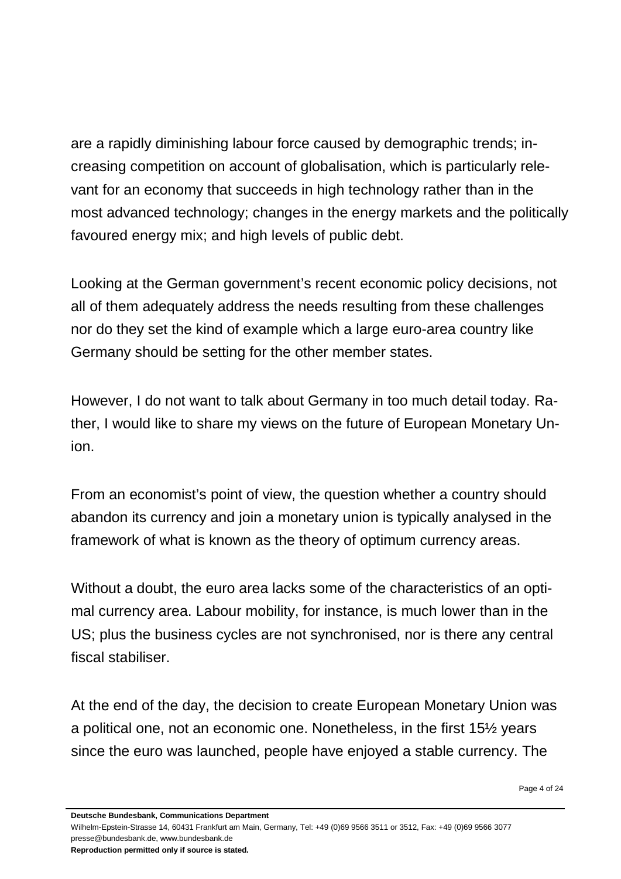are a rapidly diminishing labour force caused by demographic trends; increasing competition on account of globalisation, which is particularly relevant for an economy that succeeds in high technology rather than in the most advanced technology; changes in the energy markets and the politically favoured energy mix; and high levels of public debt.

Looking at the German government's recent economic policy decisions, not all of them adequately address the needs resulting from these challenges nor do they set the kind of example which a large euro-area country like Germany should be setting for the other member states.

However, I do not want to talk about Germany in too much detail today. Rather, I would like to share my views on the future of European Monetary Union.

From an economist's point of view, the question whether a country should abandon its currency and join a monetary union is typically analysed in the framework of what is known as the theory of optimum currency areas.

Without a doubt, the euro area lacks some of the characteristics of an optimal currency area. Labour mobility, for instance, is much lower than in the US; plus the business cycles are not synchronised, nor is there any central fiscal stabiliser.

At the end of the day, the decision to create European Monetary Union was a political one, not an economic one. Nonetheless, in the first 15½ years since the euro was launched, people have enjoyed a stable currency. The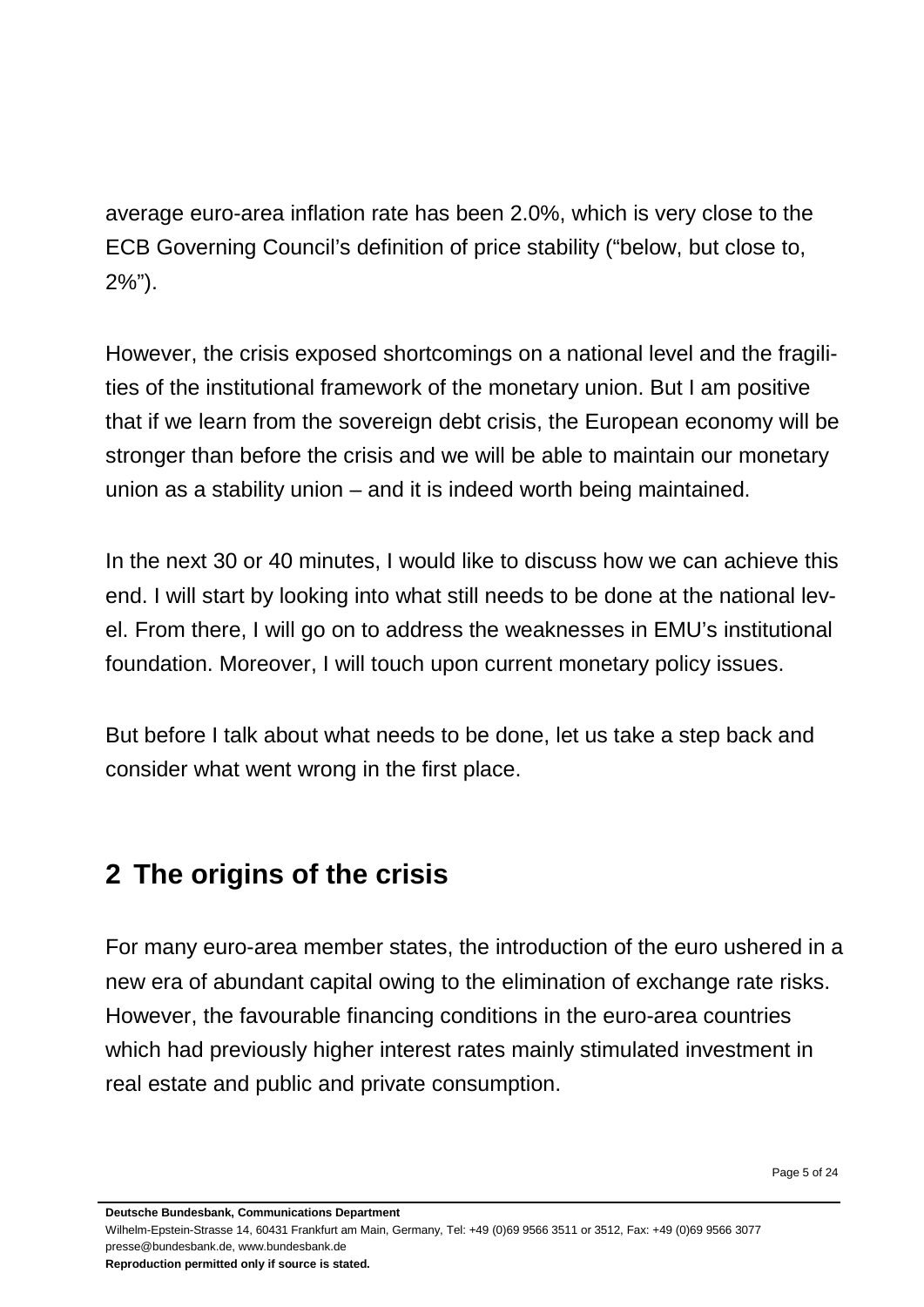average euro-area inflation rate has been 2.0%, which is very close to the ECB Governing Council's definition of price stability ("below, but close to, 2%").

However, the crisis exposed shortcomings on a national level and the fragilities of the institutional framework of the monetary union. But I am positive that if we learn from the sovereign debt crisis, the European economy will be stronger than before the crisis and we will be able to maintain our monetary union as a stability union – and it is indeed worth being maintained.

In the next 30 or 40 minutes, I would like to discuss how we can achieve this end. I will start by looking into what still needs to be done at the national level. From there, I will go on to address the weaknesses in EMU's institutional foundation. Moreover, I will touch upon current monetary policy issues.

But before I talk about what needs to be done, let us take a step back and consider what went wrong in the first place.

## 2 The origins of the crisis

For many euro-area member states, the introduction of the euro ushered in a new era of abundant capital owing to the elimination of exchange rate risks. However, the favourable financing conditions in the euro-area countries which had previously higher interest rates mainly stimulated investment in real estate and public and private consumption.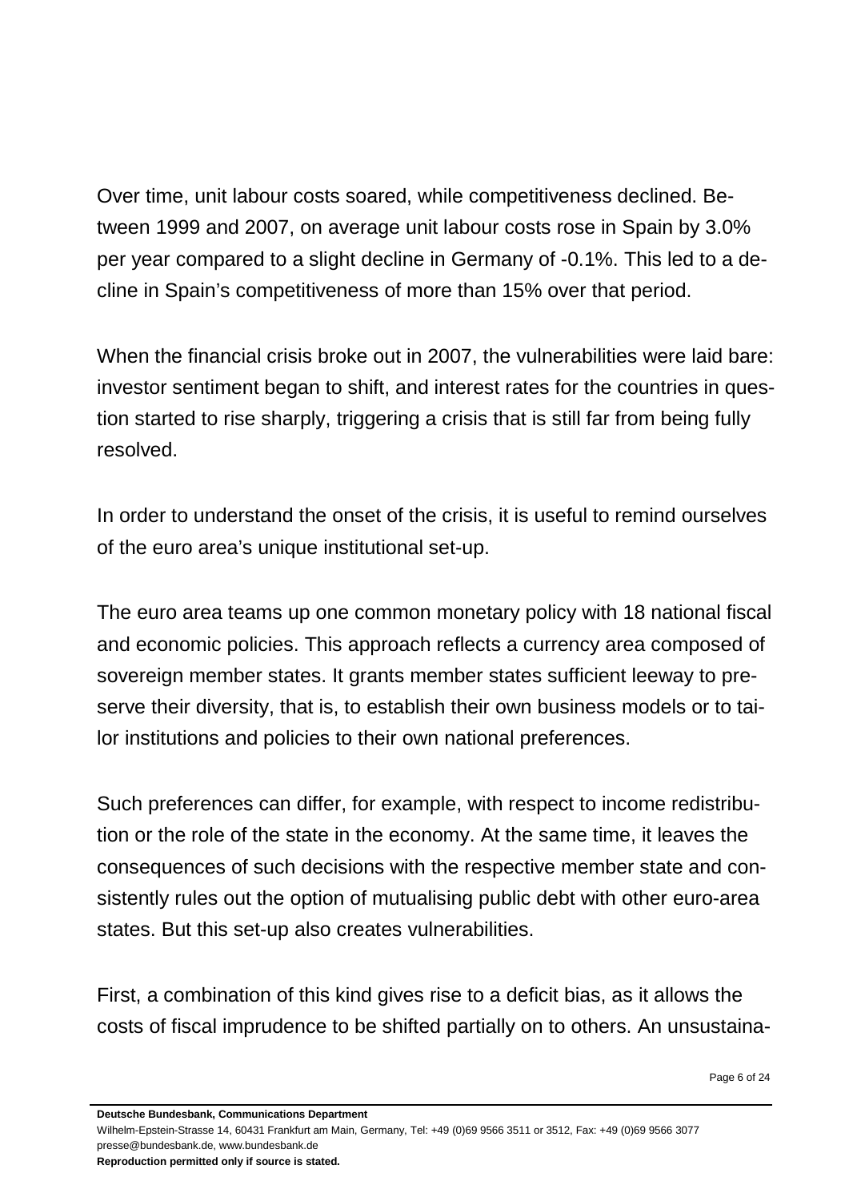Over time, unit labour costs soared, while competitiveness declined. Between 1999 and 2007, on average unit labour costs rose in Spain by 3.0% per year compared to a slight decline in Germany of -0.1%. This led to a decline in Spain's competitiveness of more than 15% over that period.

When the financial crisis broke out in 2007, the vulnerabilities were laid bare: investor sentiment began to shift, and interest rates for the countries in question started to rise sharply, triggering a crisis that is still far from being fully resolved.

In order to understand the onset of the crisis, it is useful to remind ourselves of the euro area's unique institutional set-up.

The euro area teams up one common monetary policy with 18 national fiscal and economic policies. This approach reflects a currency area composed of sovereign member states. It grants member states sufficient leeway to preserve their diversity, that is, to establish their own business models or to tailor institutions and policies to their own national preferences.

Such preferences can differ, for example, with respect to income redistribution or the role of the state in the economy. At the same time, it leaves the consequences of such decisions with the respective member state and consistently rules out the option of mutualising public debt with other euro-area states. But this set-up also creates vulnerabilities.

First, a combination of this kind gives rise to a deficit bias, as it allows the costs of fiscal imprudence to be shifted partially on to others. An unsustaina-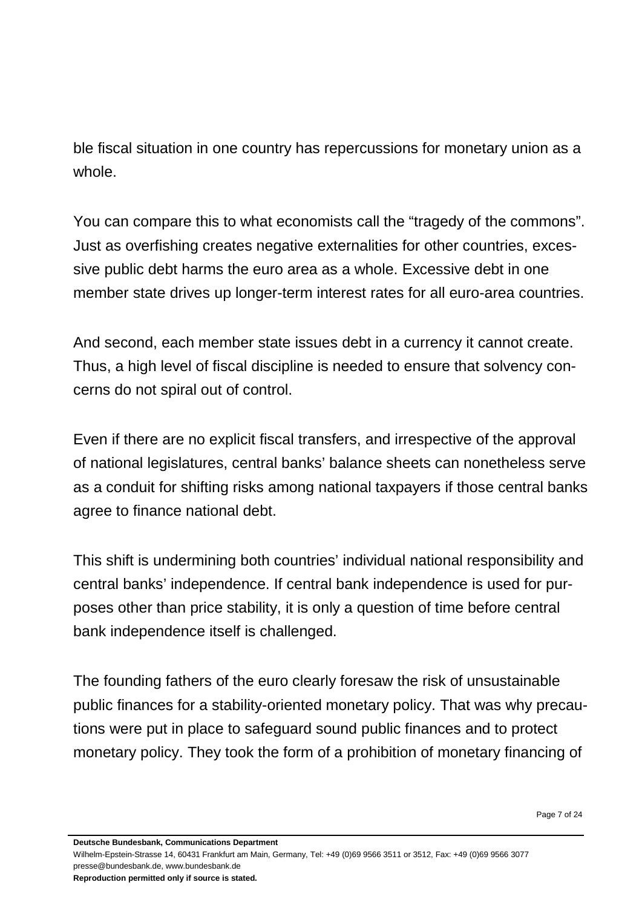ble fiscal situation in one country has repercussions for monetary union as a whole.

You can compare this to what economists call the "tragedy of the commons". Just as overfishing creates negative externalities for other countries, excessive public debt harms the euro area as a whole. Excessive debt in one member state drives up longer-term interest rates for all euro-area countries.

And second, each member state issues debt in a currency it cannot create. Thus, a high level of fiscal discipline is needed to ensure that solvency concerns do not spiral out of control.

Even if there are no explicit fiscal transfers, and irrespective of the approval of national legislatures, central banks' balance sheets can nonetheless serve as a conduit for shifting risks among national taxpayers if those central banks agree to finance national debt.

This shift is undermining both countries' individual national responsibility and central banks' independence. If central bank independence is used for purposes other than price stability, it is only a question of time before central bank independence itself is challenged.

The founding fathers of the euro clearly foresaw the risk of unsustainable public finances for a stability-oriented monetary policy. That was why precautions were put in place to safeguard sound public finances and to protect monetary policy. They took the form of a prohibition of monetary financing of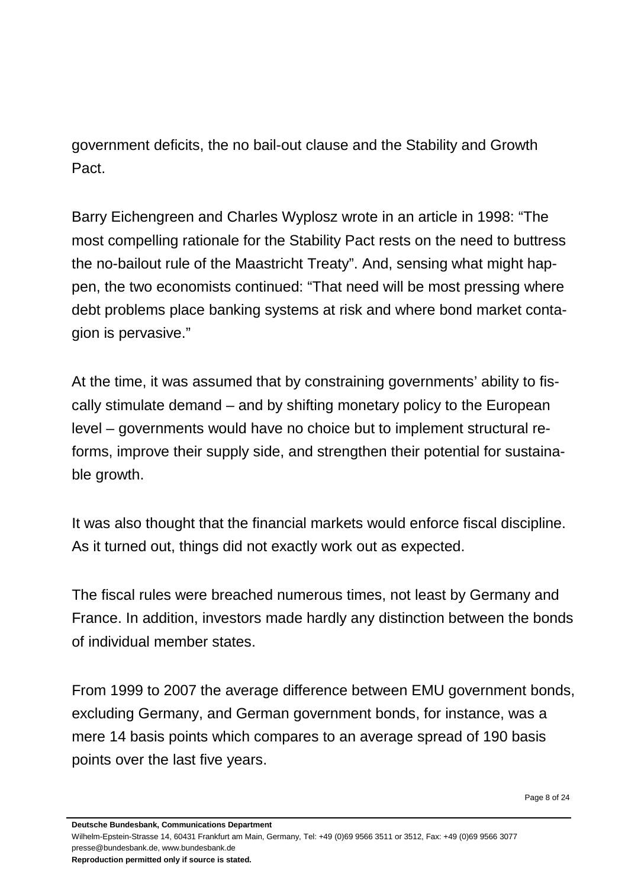government deficits, the no bail-out clause and the Stability and Growth Pact.

Barry Eichengreen and Charles Wyplosz wrote in an article in 1998: "The most compelling rationale for the Stability Pact rests on the need to buttress the no-bailout rule of the Maastricht Treaty". And, sensing what might happen, the two economists continued: "That need will be most pressing where debt problems place banking systems at risk and where bond market contagion is pervasive."

At the time, it was assumed that by constraining governments' ability to fiscally stimulate demand – and by shifting monetary policy to the European level – governments would have no choice but to implement structural reforms, improve their supply side, and strengthen their potential for sustainable growth.

It was also thought that the financial markets would enforce fiscal discipline. As it turned out, things did not exactly work out as expected.

The fiscal rules were breached numerous times, not least by Germany and France. In addition, investors made hardly any distinction between the bonds of individual member states.

From 1999 to 2007 the average difference between EMU government bonds, excluding Germany, and German government bonds, for instance, was a mere 14 basis points which compares to an average spread of 190 basis points over the last five years.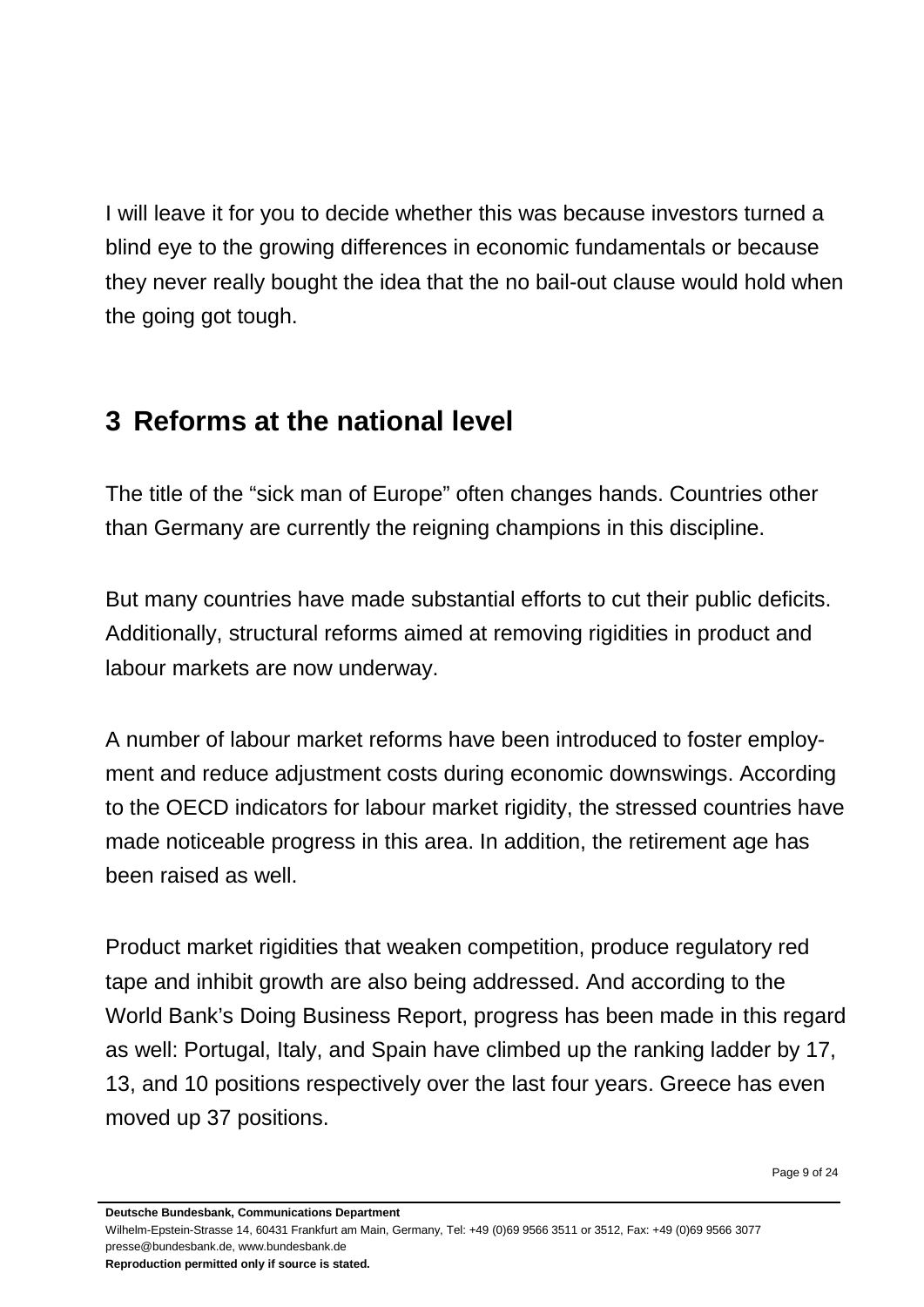I will leave it for you to decide whether this was because investors turned a blind eye to the growing differences in economic fundamentals or because they never really bought the idea that the no bail-out clause would hold when the going got tough.

## 3 Reforms at the national level

The title of the "sick man of Europe" often changes hands. Countries other than Germany are currently the reigning champions in this discipline.

But many countries have made substantial efforts to cut their public deficits. Additionally, structural reforms aimed at removing rigidities in product and labour markets are now underway.

A number of labour market reforms have been introduced to foster employment and reduce adjustment costs during economic downswings. According to the OECD indicators for labour market rigidity, the stressed countries have made noticeable progress in this area. In addition, the retirement age has been raised as well.

Product market rigidities that weaken competition, produce regulatory red tape and inhibit growth are also being addressed. And according to the World Bank's Doing Business Report, progress has been made in this regard as well: Portugal, Italy, and Spain have climbed up the ranking ladder by 17, 13, and 10 positions respectively over the last four years. Greece has even moved up 37 positions.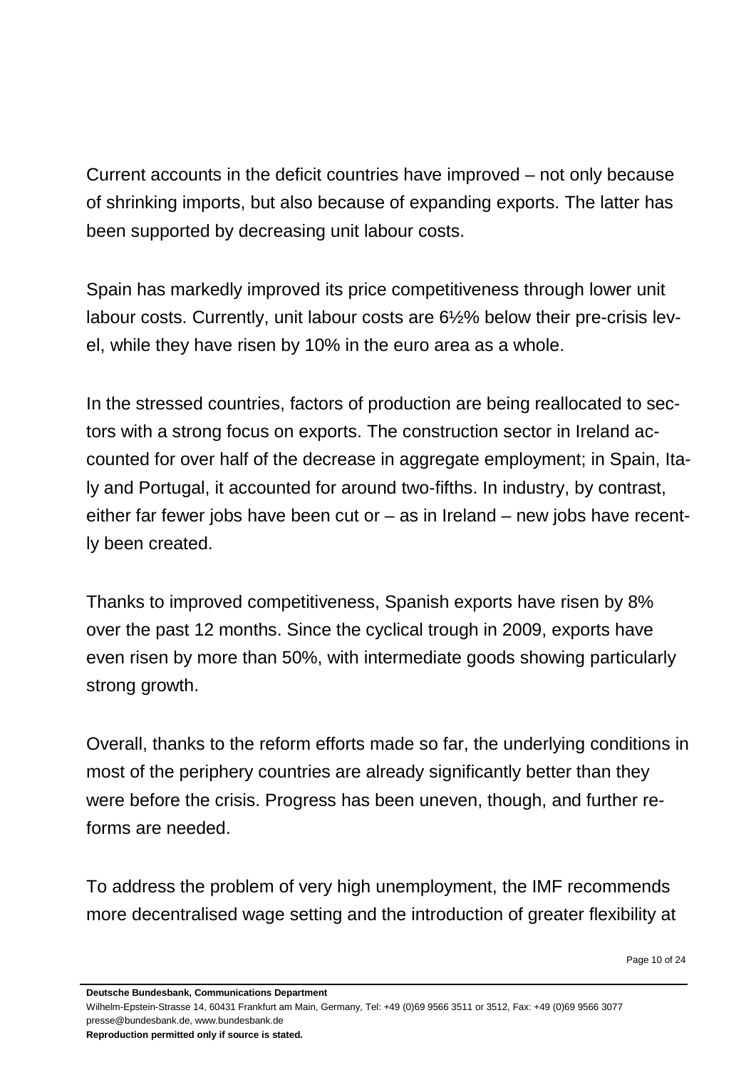Current accounts in the deficit countries have improved – not only because of shrinking imports, but also because of expanding exports. The latter has been supported by decreasing unit labour costs.

Spain has markedly improved its price competitiveness through lower unit labour costs. Currently, unit labour costs are 6½% below their pre-crisis level, while they have risen by 10% in the euro area as a whole.

In the stressed countries, factors of production are being reallocated to sectors with a strong focus on exports. The construction sector in Ireland accounted for over half of the decrease in aggregate employment; in Spain, Italy and Portugal, it accounted for around two-fifths. In industry, by contrast, either far fewer jobs have been cut or – as in Ireland – new jobs have recently been created.

Thanks to improved competitiveness, Spanish exports have risen by 8% over the past 12 months. Since the cyclical trough in 2009, exports have even risen by more than 50%, with intermediate goods showing particularly strong growth.

Overall, thanks to the reform efforts made so far, the underlying conditions in most of the periphery countries are already significantly better than they were before the crisis. Progress has been uneven, though, and further reforms are needed.

To address the problem of very high unemployment, the IMF recommends more decentralised wage setting and the introduction of greater flexibility at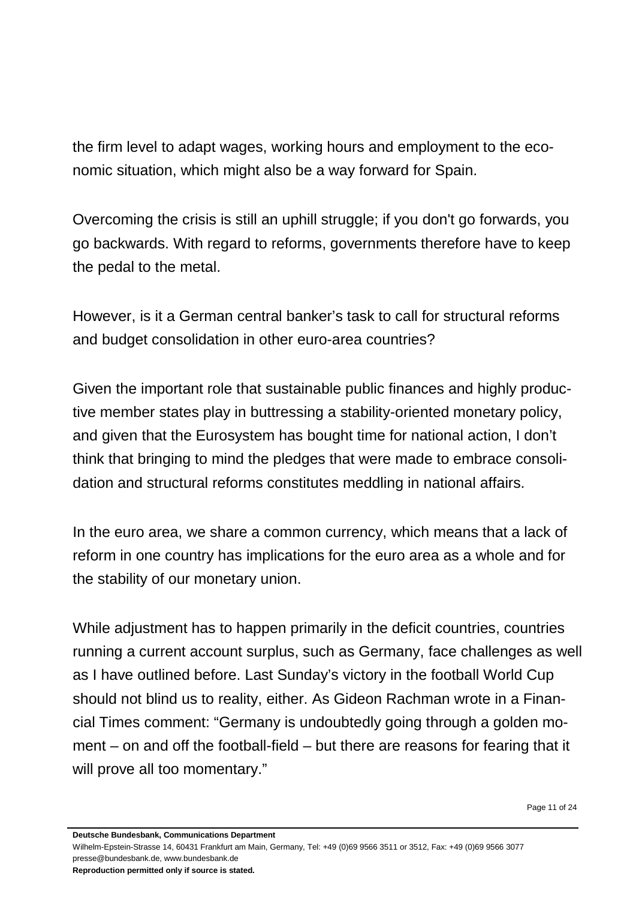the firm level to adapt wages, working hours and employment to the economic situation, which might also be a way forward for Spain.

Overcoming the crisis is still an uphill struggle; if you don't go forwards, you go backwards. With regard to reforms, governments therefore have to keep the pedal to the metal.

However, is it a German central banker's task to call for structural reforms and budget consolidation in other euro-area countries?

Given the important role that sustainable public finances and highly productive member states play in buttressing a stability-oriented monetary policy, and given that the Eurosystem has bought time for national action, I don't think that bringing to mind the pledges that were made to embrace consolidation and structural reforms constitutes meddling in national affairs.

In the euro area, we share a common currency, which means that a lack of reform in one country has implications for the euro area as a whole and for the stability of our monetary union.

While adjustment has to happen primarily in the deficit countries, countries running a current account surplus, such as Germany, face challenges as well as I have outlined before. Last Sunday's victory in the football World Cup should not blind us to reality, either. As Gideon Rachman wrote in a Financial Times comment: "Germany is undoubtedly going through a golden moment – on and off the football-field – but there are reasons for fearing that it will prove all too momentary."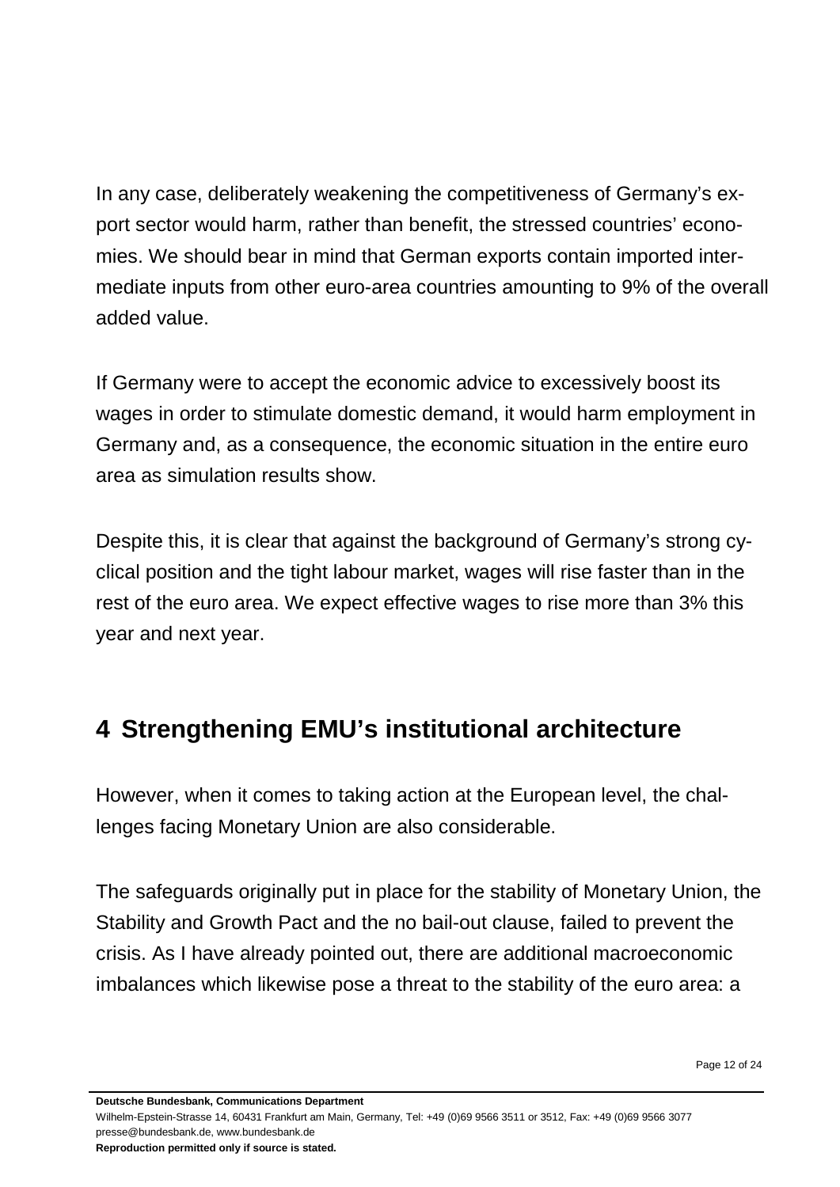In any case, deliberately weakening the competitiveness of Germany's export sector would harm, rather than benefit, the stressed countries' economies. We should bear in mind that German exports contain imported intermediate inputs from other euro-area countries amounting to 9% of the overall added value.

If Germany were to accept the economic advice to excessively boost its wages in order to stimulate domestic demand, it would harm employment in Germany and, as a consequence, the economic situation in the entire euro area as simulation results show.

Despite this, it is clear that against the background of Germany's strong cyclical position and the tight labour market, wages will rise faster than in the rest of the euro area. We expect effective wages to rise more than 3% this year and next year.

## 4 Strengthening EMU's institutional architecture

However, when it comes to taking action at the European level, the challenges facing Monetary Union are also considerable.

The safeguards originally put in place for the stability of Monetary Union, the Stability and Growth Pact and the no bail-out clause, failed to prevent the crisis. As I have already pointed out, there are additional macroeconomic imbalances which likewise pose a threat to the stability of the euro area: a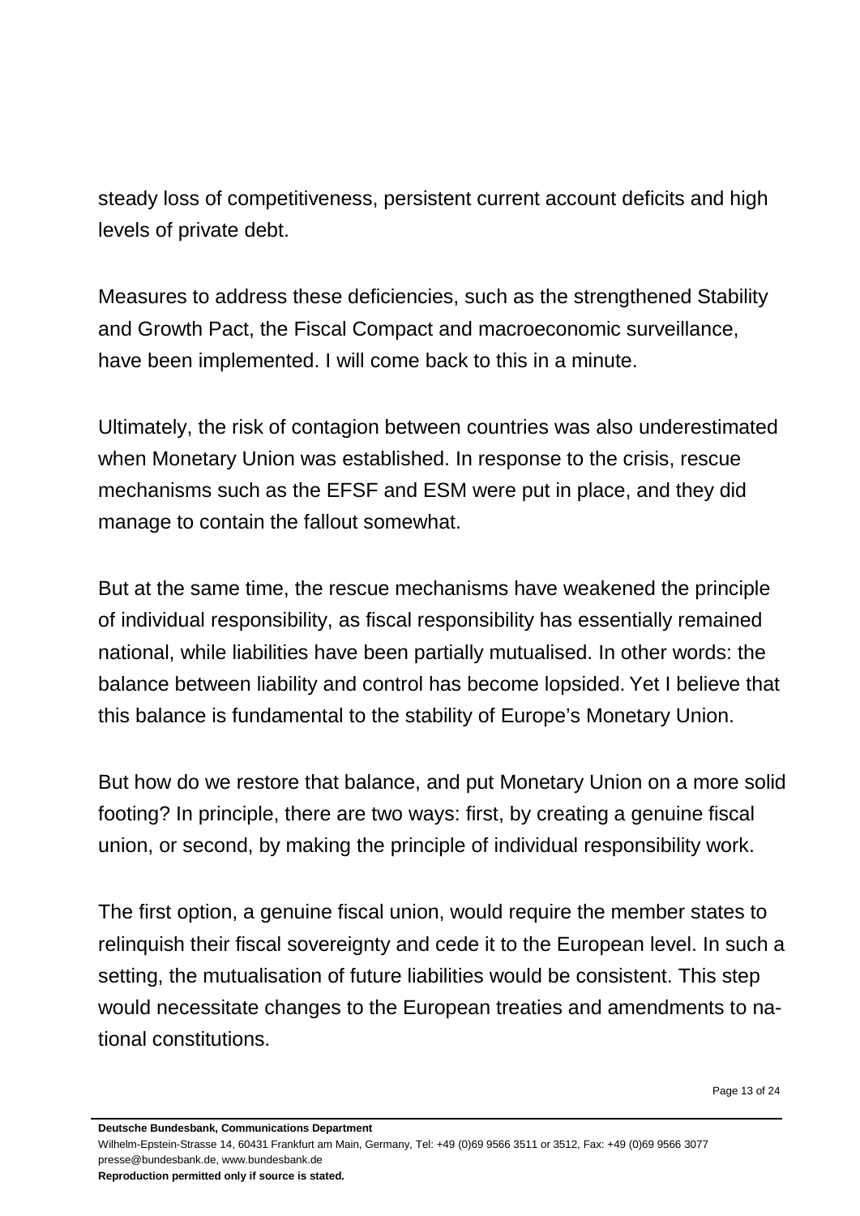steady loss of competitiveness, persistent current account deficits and high levels of private debt.

Measures to address these deficiencies, such as the strengthened Stability and Growth Pact, the Fiscal Compact and macroeconomic surveillance, have been implemented. I will come back to this in a minute.

Ultimately, the risk of contagion between countries was also underestimated when Monetary Union was established. In response to the crisis, rescue mechanisms such as the EFSF and ESM were put in place, and they did manage to contain the fallout somewhat.

But at the same time, the rescue mechanisms have weakened the principle of individual responsibility, as fiscal responsibility has essentially remained national, while liabilities have been partially mutualised. In other words: the balance between liability and control has become lopsided. Yet I believe that this balance is fundamental to the stability of Europe's Monetary Union.

But how do we restore that balance, and put Monetary Union on a more solid footing? In principle, there are two ways: first, by creating a genuine fiscal union, or second, by making the principle of individual responsibility work.

The first option, a genuine fiscal union, would require the member states to relinquish their fiscal sovereignty and cede it to the European level. In such a setting, the mutualisation of future liabilities would be consistent. This step would necessitate changes to the European treaties and amendments to national constitutions.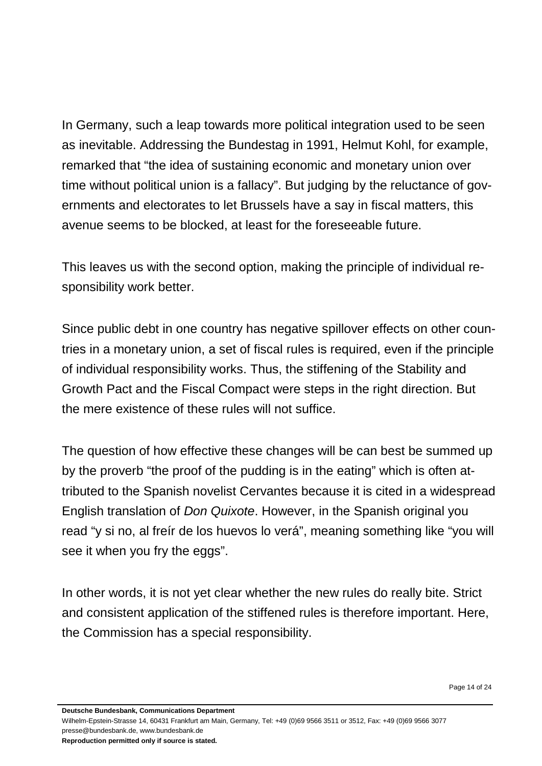In Germany, such a leap towards more political integration used to be seen as inevitable. Addressing the Bundestag in 1991, Helmut Kohl, for example, remarked that "the idea of sustaining economic and monetary union over time without political union is a fallacy". But judging by the reluctance of governments and electorates to let Brussels have a say in fiscal matters, this avenue seems to be blocked, at least for the foreseeable future.

This leaves us with the second option, making the principle of individual responsibility work better.

Since public debt in one country has negative spillover effects on other countries in a monetary union, a set of fiscal rules is required, even if the principle of individual responsibility works. Thus, the stiffening of the Stability and Growth Pact and the Fiscal Compact were steps in the right direction. But the mere existence of these rules will not suffice.

The question of how effective these changes will be can best be summed up by the proverb "the proof of the pudding is in the eating" which is often attributed to the Spanish novelist Cervantes because it is cited in a widespread English translation of *Don Quixote*. However, in the Spanish original you read "y si no, al freír de los huevos lo verá", meaning something like "you will see it when you fry the eggs".

In other words, it is not yet clear whether the new rules do really bite. Strict and consistent application of the stiffened rules is therefore important. Here, the Commission has a special responsibility.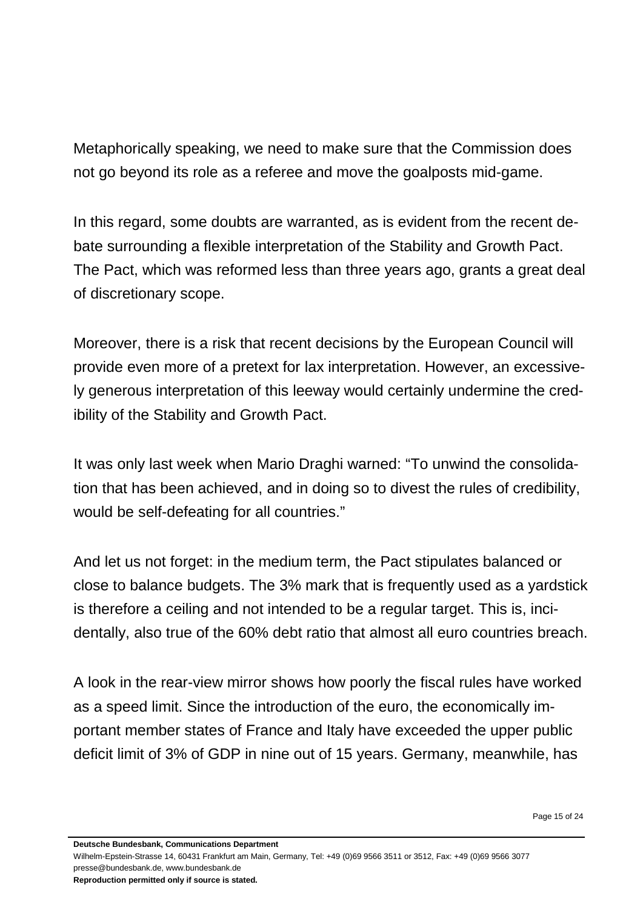Metaphorically speaking, we need to make sure that the Commission does not go beyond its role as a referee and move the goalposts mid-game.

In this regard, some doubts are warranted, as is evident from the recent debate surrounding a flexible interpretation of the Stability and Growth Pact. The Pact, which was reformed less than three years ago, grants a great deal of discretionary scope.

Moreover, there is a risk that recent decisions by the European Council will provide even more of a pretext for lax interpretation. However, an excessively generous interpretation of this leeway would certainly undermine the credibility of the Stability and Growth Pact.

It was only last week when Mario Draghi warned: "To unwind the consolidation that has been achieved, and in doing so to divest the rules of credibility, would be self-defeating for all countries."

And let us not forget: in the medium term, the Pact stipulates balanced or close to balance budgets. The 3% mark that is frequently used as a yardstick is therefore a ceiling and not intended to be a regular target. This is, incidentally, also true of the 60% debt ratio that almost all euro countries breach.

A look in the rear-view mirror shows how poorly the fiscal rules have worked as a speed limit. Since the introduction of the euro, the economically important member states of France and Italy have exceeded the upper public deficit limit of 3% of GDP in nine out of 15 years. Germany, meanwhile, has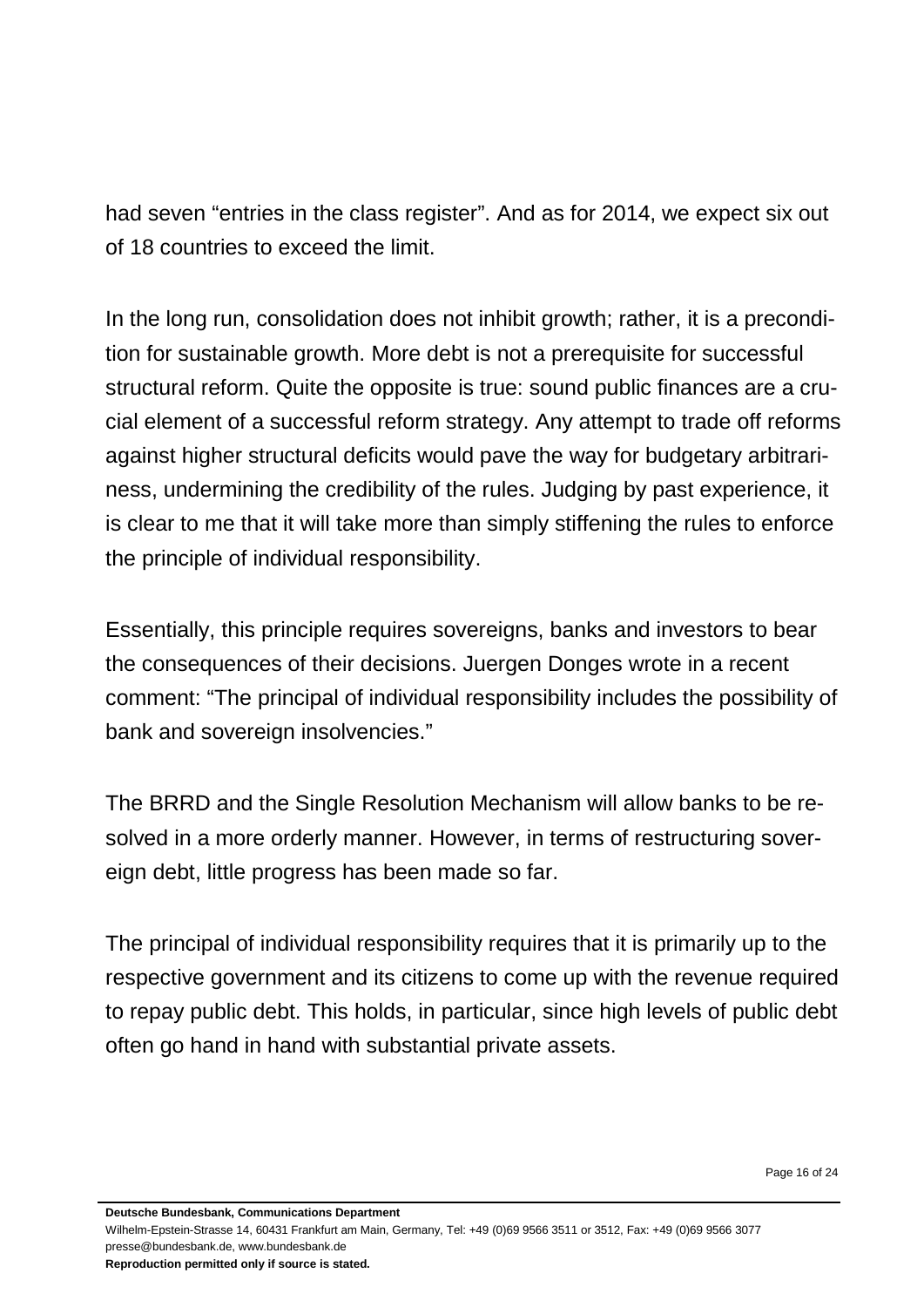had seven “entries in the class register”. And as for 2014, we expect six out of 18 countries to exceed the limit.

In the long run, consolidation does not inhibit growth; rather, it is a precondition for sustainable growth. More debt is not a prerequisite for successful structural reform. Quite the opposite is true: sound public finances are a crucial element of a successful reform strategy. Any attempt to trade off reforms against higher structural deficits would pave the way for budgetary arbitrariness, undermining the credibility of the rules. Judging by past experience, it is clear to me that it will take more than simply stiffening the rules to enforce the principle of individual responsibility.

Essentially, this principle requires sovereigns, banks and investors to bear the consequences of their decisions. Juergen Donges wrote in a recent comment: “The principal of individual responsibility includes the possibility of bank and sovereign insolvencies.”

The BRRD and the Single Resolution Mechanism will allow banks to be resolved in a more orderly manner. However, in terms of restructuring sovereign debt, little progress has been made so far.

The principal of individual responsibility requires that it is primarily up to the respective government and its citizens to come up with the revenue required to repay public debt. This holds, in particular, since high levels of public debt often go hand in hand with substantial private assets.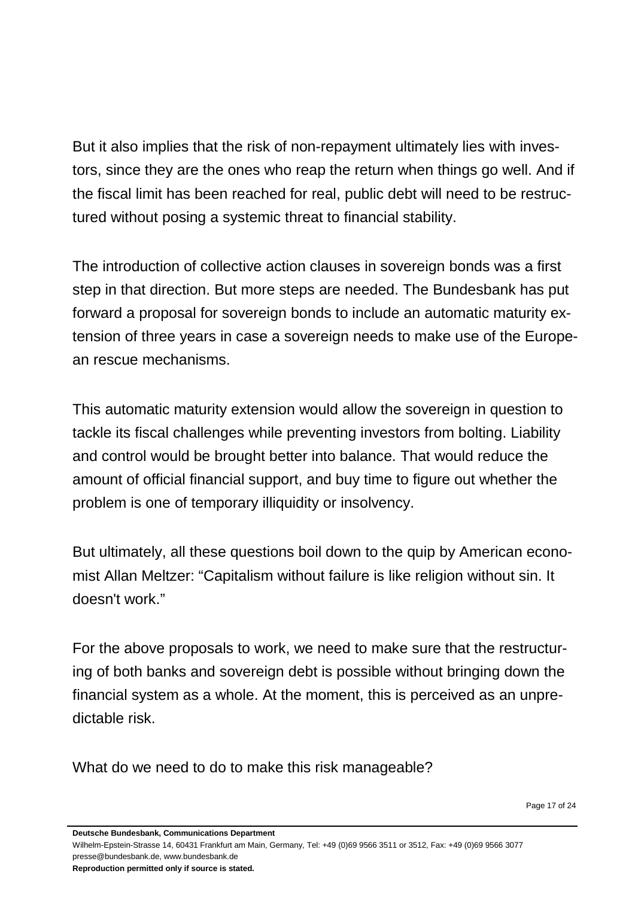But it also implies that the risk of non-repayment ultimately lies with investors, since they are the ones who reap the return when things go well. And if the fiscal limit has been reached for real, public debt will need to be restructured without posing a systemic threat to financial stability.

The introduction of collective action clauses in sovereign bonds was a first step in that direction. But more steps are needed. The Bundesbank has put forward a proposal for sovereign bonds to include an automatic maturity extension of three years in case a sovereign needs to make use of the European rescue mechanisms.

This automatic maturity extension would allow the sovereign in question to tackle its fiscal challenges while preventing investors from bolting. Liability and control would be brought better into balance. That would reduce the amount of official financial support, and buy time to figure out whether the problem is one of temporary illiquidity or insolvency.

But ultimately, all these questions boil down to the quip by American economist Allan Meltzer: "Capitalism without failure is like religion without sin. It doesn't work."

For the above proposals to work, we need to make sure that the restructuring of both banks and sovereign debt is possible without bringing down the financial system as a whole. At the moment, this is perceived as an unpredictable risk.

What do we need to do to make this risk manageable?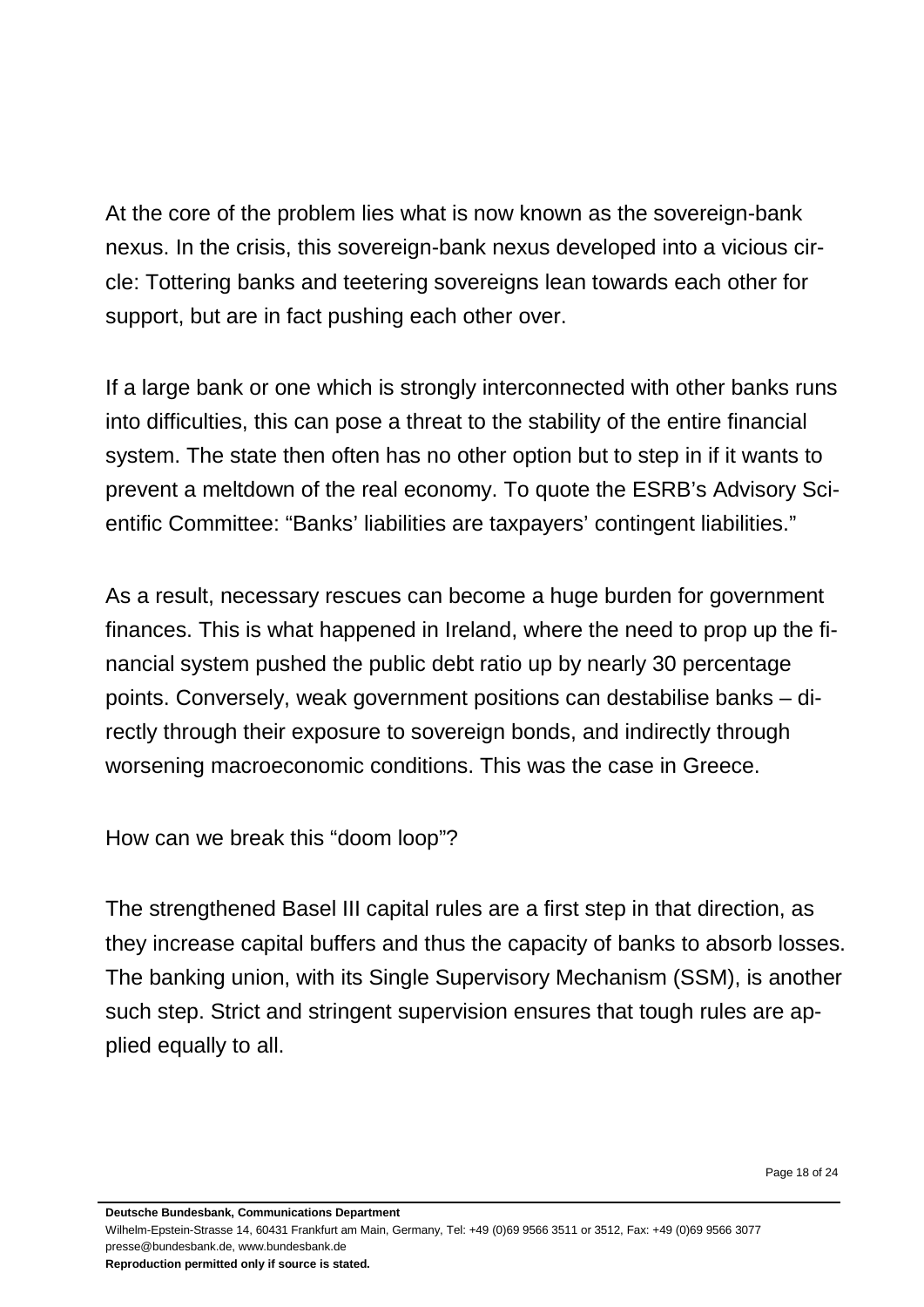At the core of the problem lies what is now known as the sovereign-bank nexus. In the crisis, this sovereign-bank nexus developed into a vicious circle: Tottering banks and teetering sovereigns lean towards each other for support, but are in fact pushing each other over.

If a large bank or one which is strongly interconnected with other banks runs into difficulties, this can pose a threat to the stability of the entire financial system. The state then often has no other option but to step in if it wants to prevent a meltdown of the real economy. To quote the ESRB's Advisory Scientific Committee: "Banks' liabilities are taxpayers' contingent liabilities."

As a result, necessary rescues can become a huge burden for government finances. This is what happened in Ireland, where the need to prop up the financial system pushed the public debt ratio up by nearly 30 percentage points. Conversely, weak government positions can destabilise banks – directly through their exposure to sovereign bonds, and indirectly through worsening macroeconomic conditions. This was the case in Greece.

How can we break this "doom loop"?

The strengthened Basel III capital rules are a first step in that direction, as they increase capital buffers and thus the capacity of banks to absorb losses. The banking union, with its Single Supervisory Mechanism (SSM), is another such step. Strict and stringent supervision ensures that tough rules are applied equally to all.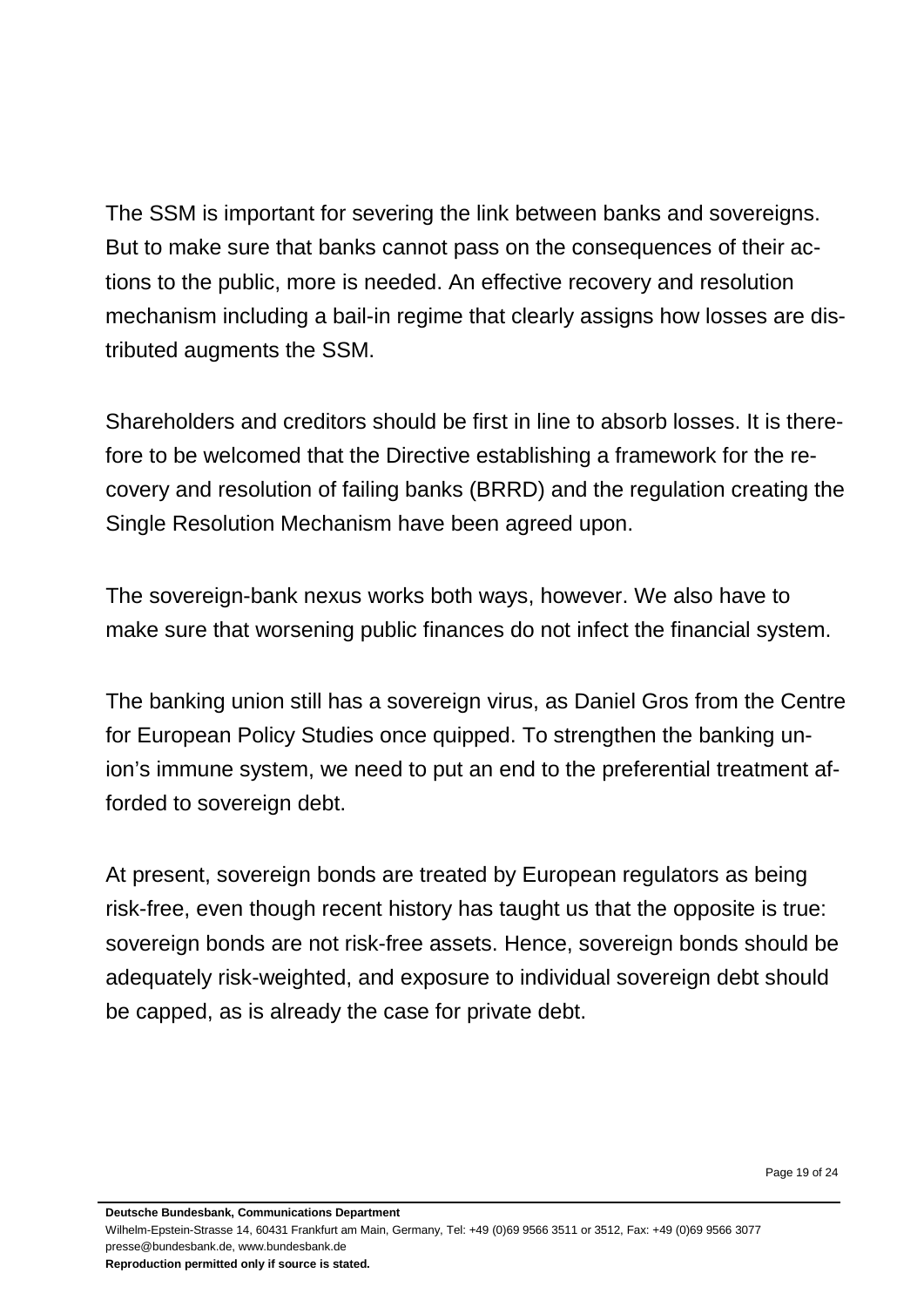The SSM is important for severing the link between banks and sovereigns. But to make sure that banks cannot pass on the consequences of their actions to the public, more is needed. An effective recovery and resolution mechanism including a bail-in regime that clearly assigns how losses are distributed augments the SSM.

Shareholders and creditors should be first in line to absorb losses. It is therefore to be welcomed that the Directive establishing a framework for the recovery and resolution of failing banks (BRRD) and the regulation creating the Single Resolution Mechanism have been agreed upon.

The sovereign-bank nexus works both ways, however. We also have to make sure that worsening public finances do not infect the financial system.

The banking union still has a sovereign virus, as Daniel Gros from the Centre for European Policy Studies once quipped. To strengthen the banking union's immune system, we need to put an end to the preferential treatment afforded to sovereign debt.

At present, sovereign bonds are treated by European regulators as being risk-free, even though recent history has taught us that the opposite is true: sovereign bonds are not risk-free assets. Hence, sovereign bonds should be adequately risk-weighted, and exposure to individual sovereign debt should be capped, as is already the case for private debt.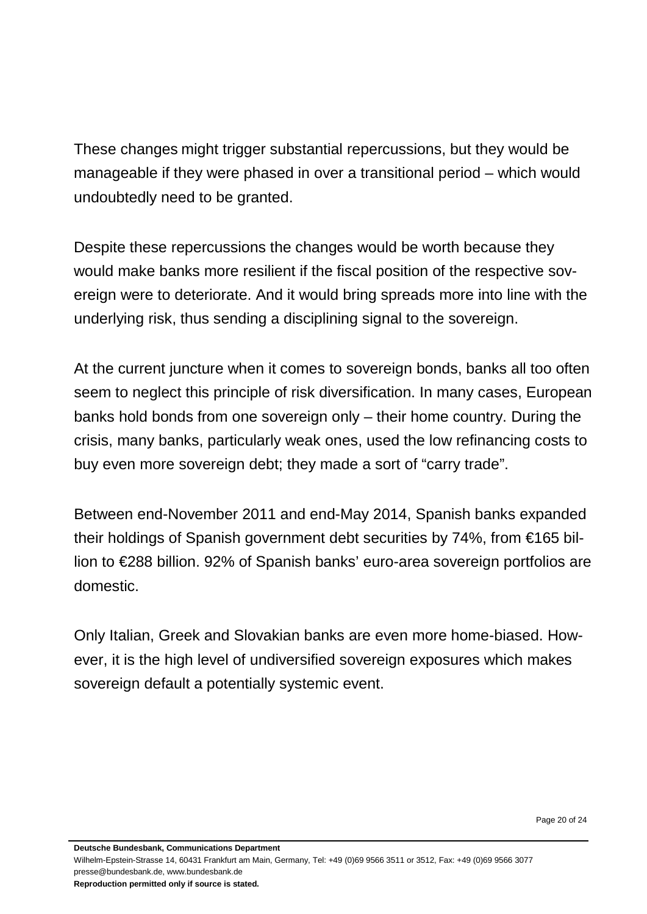These changes might trigger substantial repercussions, but they would be manageable if they were phased in over a transitional period – which would undoubtedly need to be granted.

Despite these repercussions the changes would be worth because they would make banks more resilient if the fiscal position of the respective sovereign were to deteriorate. And it would bring spreads more into line with the underlying risk, thus sending a disciplining signal to the sovereign.

At the current juncture when it comes to sovereign bonds, banks all too often seem to neglect this principle of risk diversification. In many cases, European banks hold bonds from one sovereign only – their home country. During the crisis, many banks, particularly weak ones, used the low refinancing costs to buy even more sovereign debt; they made a sort of "carry trade".

Between end-November 2011 and end-May 2014, Spanish banks expanded their holdings of Spanish government debt securities by 74%, from €165 billion to €288 billion. 92% of Spanish banks' euro-area sovereign portfolios are domestic.

Only Italian, Greek and Slovakian banks are even more home-biased. However, it is the high level of undiversified sovereign exposures which makes sovereign default a potentially systemic event.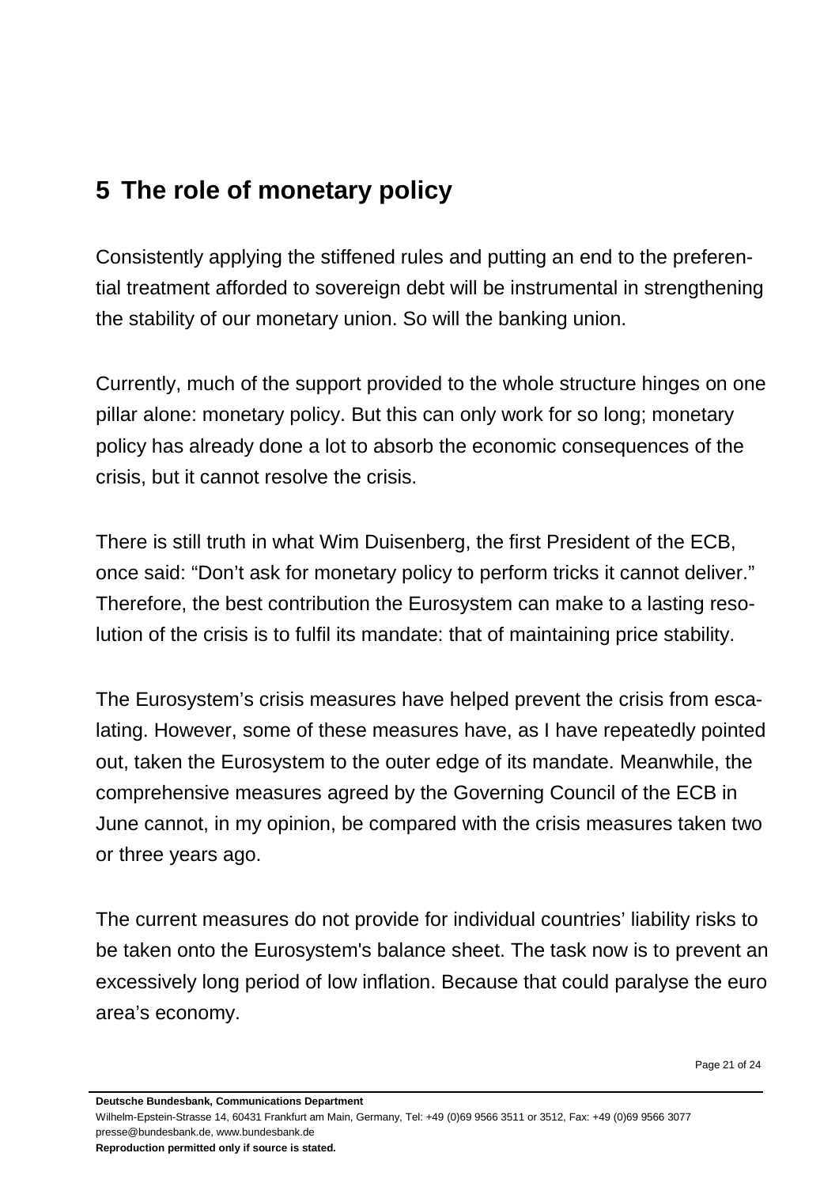## 5 The role of monetary policy

Consistently applying the stiffened rules and putting an end to the preferential treatment afforded to sovereign debt will be instrumental in strengthening the stability of our monetary union. So will the banking union.

Currently, much of the support provided to the whole structure hinges on one pillar alone: monetary policy. But this can only work for so long; monetary policy has already done a lot to absorb the economic consequences of the crisis, but it cannot resolve the crisis.

There is still truth in what Wim Duisenberg, the first President of the ECB, once said: "Don't ask for monetary policy to perform tricks it cannot deliver." Therefore, the best contribution the Eurosystem can make to a lasting resolution of the crisis is to fulfil its mandate: that of maintaining price stability.

The Eurosystem's crisis measures have helped prevent the crisis from escalating. However, some of these measures have, as I have repeatedly pointed out, taken the Eurosystem to the outer edge of its mandate. Meanwhile, the comprehensive measures agreed by the Governing Council of the ECB in June cannot, in my opinion, be compared with the crisis measures taken two or three years ago.

The current measures do not provide for individual countries' liability risks to be taken onto the Eurosystem's balance sheet. The task now is to prevent an excessively long period of low inflation. Because that could paralyse the euro area's economy.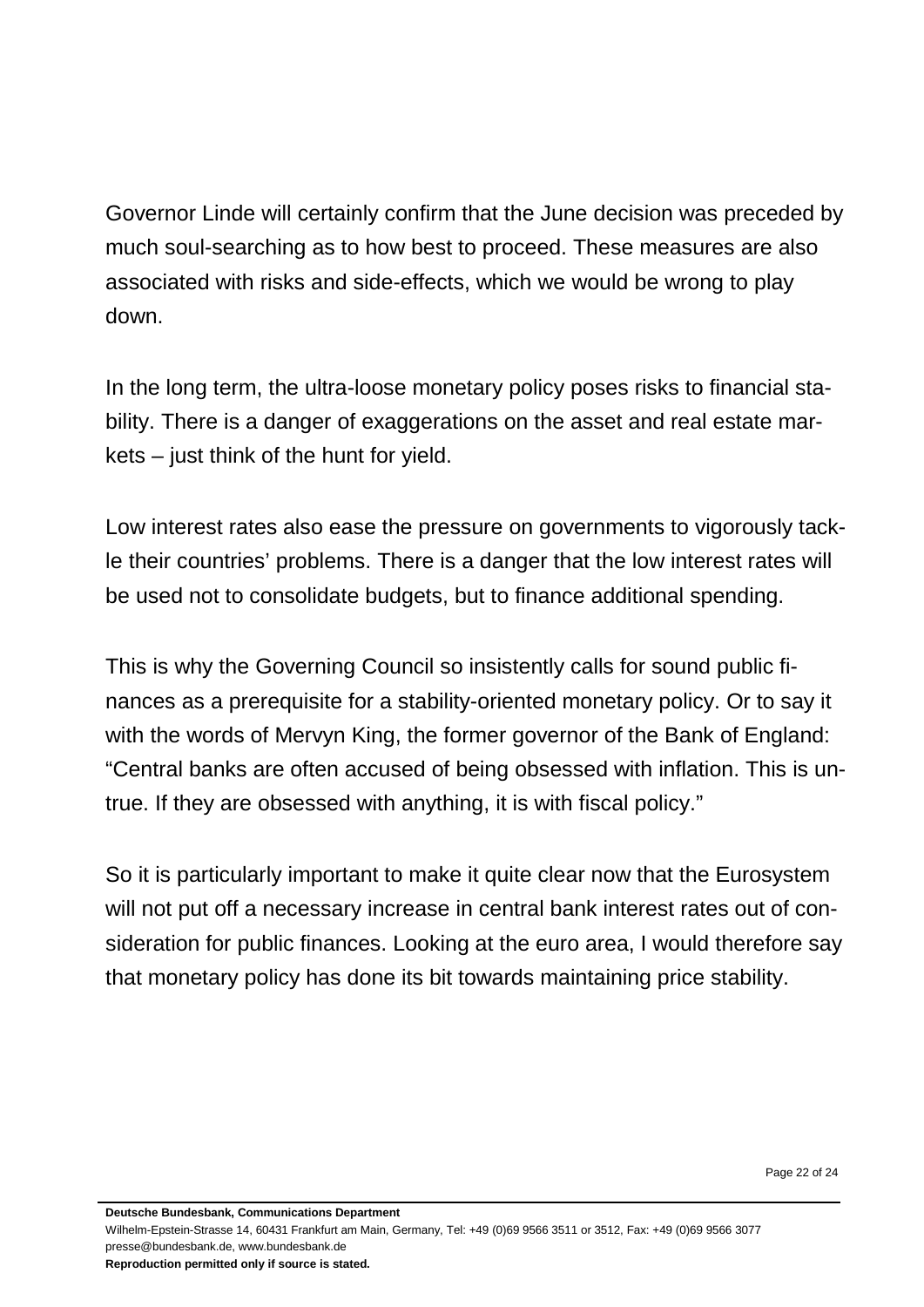Governor Linde will certainly confirm that the June decision was preceded by much soul-searching as to how best to proceed. These measures are also associated with risks and side-effects, which we would be wrong to play down.

In the long term, the ultra-loose monetary policy poses risks to financial stability. There is a danger of exaggerations on the asset and real estate markets – just think of the hunt for yield.

Low interest rates also ease the pressure on governments to vigorously tackle their countries' problems. There is a danger that the low interest rates will be used not to consolidate budgets, but to finance additional spending.

This is why the Governing Council so insistently calls for sound public finances as a prerequisite for a stability-oriented monetary policy. Or to say it with the words of Mervyn King, the former governor of the Bank of England: "Central banks are often accused of being obsessed with inflation. This is untrue. If they are obsessed with anything, it is with fiscal policy."

So it is particularly important to make it quite clear now that the Eurosystem will not put off a necessary increase in central bank interest rates out of consideration for public finances. Looking at the euro area, I would therefore say that monetary policy has done its bit towards maintaining price stability.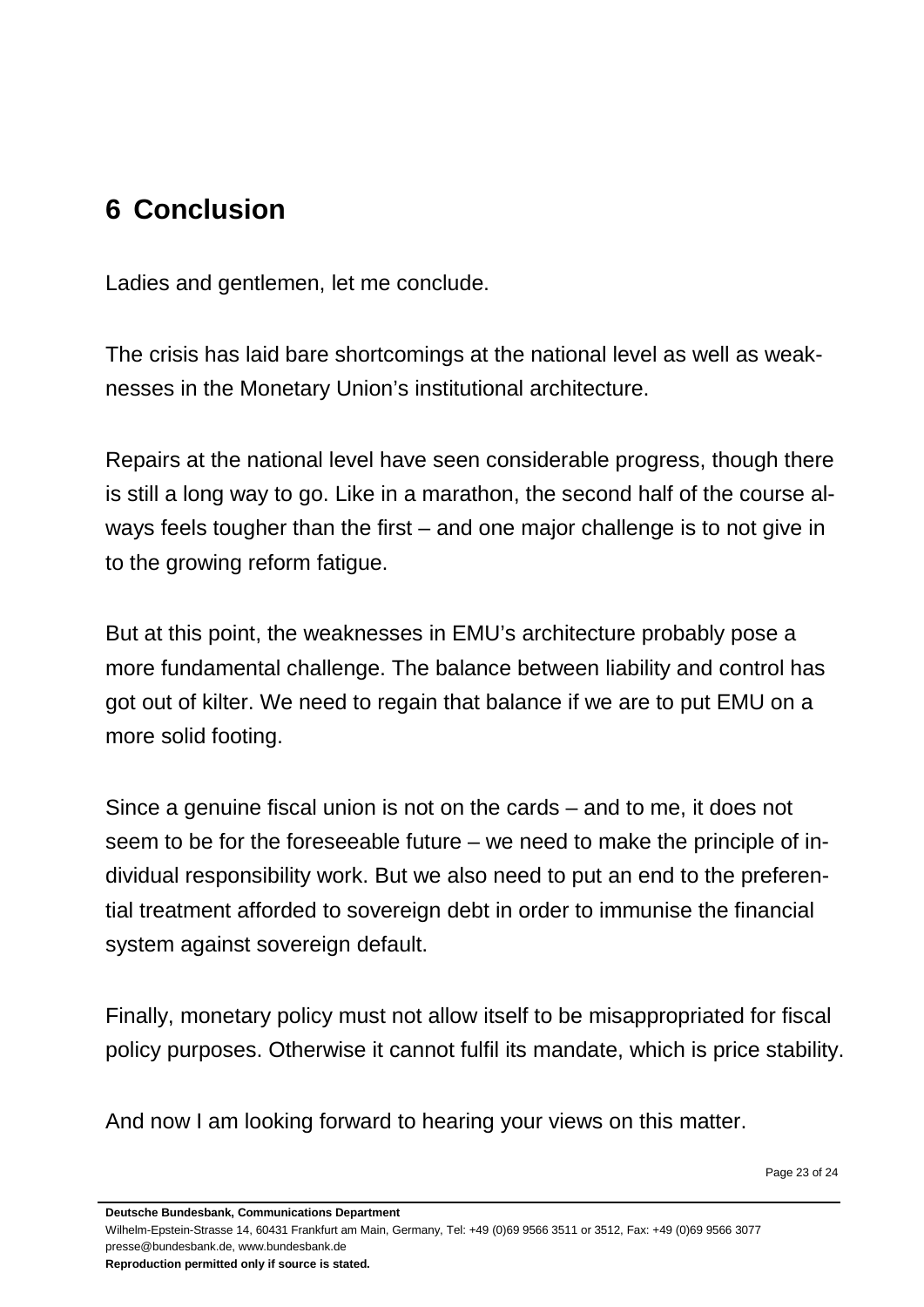## 6 Conclusion

Ladies and gentlemen, let me conclude.

The crisis has laid bare shortcomings at the national level as well as weaknesses in the Monetary Union's institutional architecture.

Repairs at the national level have seen considerable progress, though there is still a long way to go. Like in a marathon, the second half of the course always feels tougher than the first – and one major challenge is to not give in to the growing reform fatigue.

But at this point, the weaknesses in EMU's architecture probably pose a more fundamental challenge. The balance between liability and control has got out of kilter. We need to regain that balance if we are to put EMU on a more solid footing.

Since a genuine fiscal union is not on the cards – and to me, it does not seem to be for the foreseeable future – we need to make the principle of individual responsibility work. But we also need to put an end to the preferential treatment afforded to sovereign debt in order to immunise the financial system against sovereign default.

Finally, monetary policy must not allow itself to be misappropriated for fiscal policy purposes. Otherwise it cannot fulfil its mandate, which is price stability.

And now I am looking forward to hearing your views on this matter.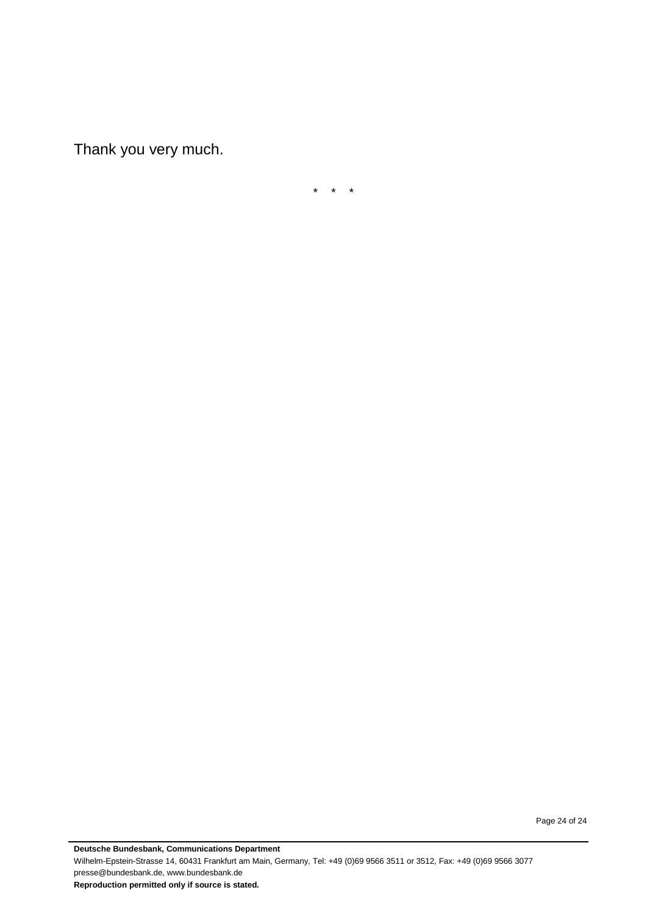Thank you very much.

\* \* \*